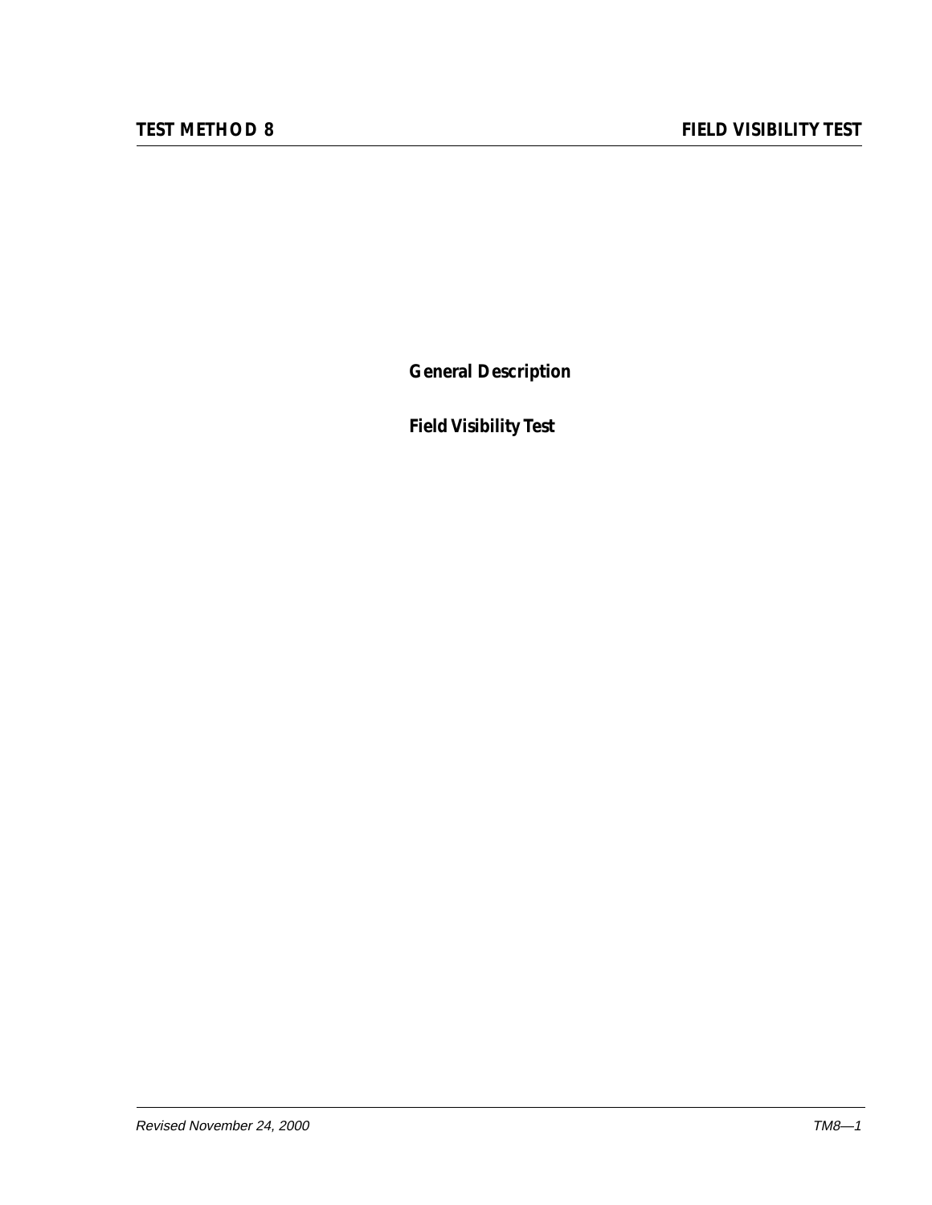## General Description

## Field Visibility Test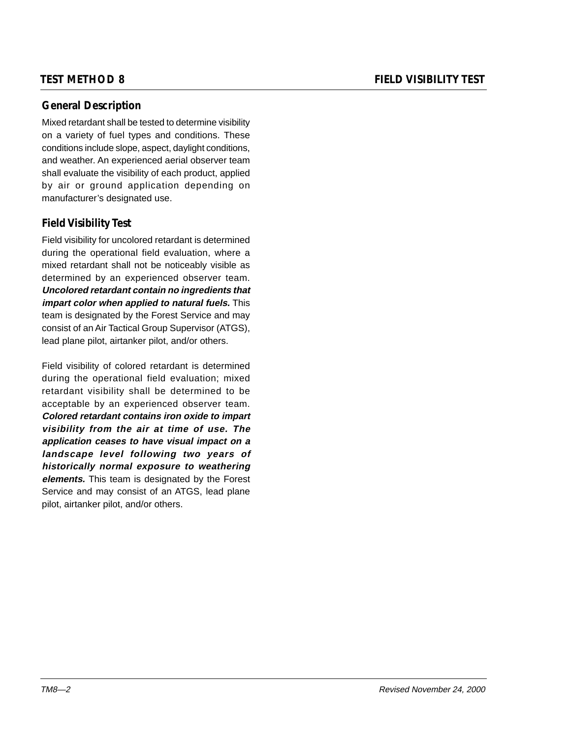## TEST METHOD 8 — FIELD VISIBILITY TEST

### General Description

Mixed retardant shall be tested to determine visibility on a variety of fuel types and conditions. These conditions include slope, aspect, daylight conditions, and weather. An experienced aerial observer team shall evaluate the visibility of each product, applied by air or ground application depending on manufacturer's designated use.

### Field Visibility Test

Field visibility for uncolored retardant is determined during the operational field evaluation, where a mixed retardant shall not be noticeably visible as determined by an experienced observer team. ***Uncolored retardant contain no ingredients that impart color when applied to natural fuels.*** This team is designated by the Forest Service and may consist of an Air Tactical Group Supervisor (ATGS), lead plane pilot, airtanker pilot, and/or others.

Field visibility of colored retardant is determined during the operational field evaluation; mixed retardant visibility shall be determined to be acceptable by an experienced observer team. ***Colored retardant contains iron oxide to impart visibility from the air at time of use. The application ceases to have visual impact on a landscape level following two years of historically normal exposure to weathering elements.*** This team is designated by the Forest Service and may consist of an ATGS, lead plane pilot, airtanker pilot, and/or others.